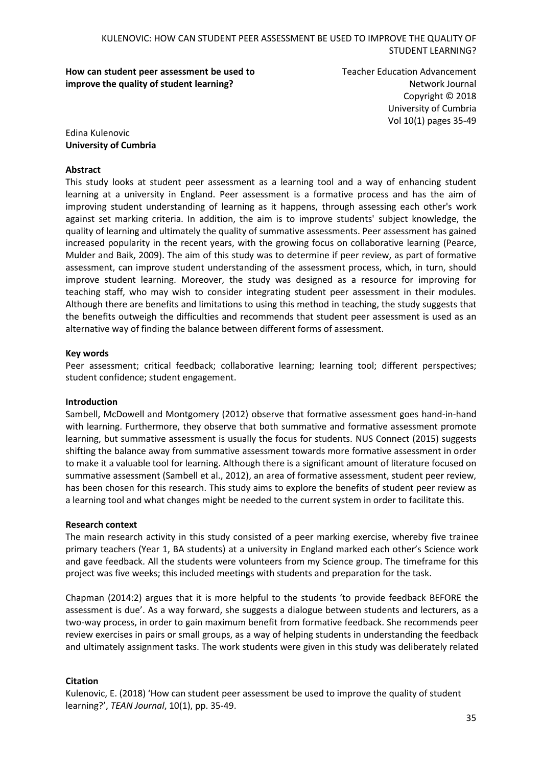**How can student peer assessment be used to improve the quality of student learning?**

Teacher Education Advancement Network Journal
Copyright © 2018
University of Cumbria
Vol 10(1) pages 35-49

Edina Kulenovic
**University of Cumbria**

**Abstract**

This study looks at student peer assessment as a learning tool and a way of enhancing student learning at a university in England. Peer assessment is a formative process and has the aim of improving student understanding of learning as it happens, through assessing each other's work against set marking criteria. In addition, the aim is to improve students' subject knowledge, the quality of learning and ultimately the quality of summative assessments. Peer assessment has gained increased popularity in the recent years, with the growing focus on collaborative learning (Pearce, Mulder and Baik, 2009). The aim of this study was to determine if peer review, as part of formative assessment, can improve student understanding of the assessment process, which, in turn, should improve student learning. Moreover, the study was designed as a resource for improving for teaching staff, who may wish to consider integrating student peer assessment in their modules. Although there are benefits and limitations to using this method in teaching, the study suggests that the benefits outweigh the difficulties and recommends that student peer assessment is used as an alternative way of finding the balance between different forms of assessment.

**Key words**

Peer assessment; critical feedback; collaborative learning; learning tool; different perspectives; student confidence; student engagement.

**Introduction**

Sambell, McDowell and Montgomery (2012) observe that formative assessment goes hand-in-hand with learning. Furthermore, they observe that both summative and formative assessment promote learning, but summative assessment is usually the focus for students. NUS Connect (2015) suggests shifting the balance away from summative assessment towards more formative assessment in order to make it a valuable tool for learning. Although there is a significant amount of literature focused on summative assessment (Sambell et al., 2012), an area of formative assessment, student peer review, has been chosen for this research. This study aims to explore the benefits of student peer review as a learning tool and what changes might be needed to the current system in order to facilitate this.

**Research context**

The main research activity in this study consisted of a peer marking exercise, whereby five trainee primary teachers (Year 1, BA students) at a university in England marked each other's Science work and gave feedback. All the students were volunteers from my Science group. The timeframe for this project was five weeks; this included meetings with students and preparation for the task.

Chapman (2014:2) argues that it is more helpful to the students 'to provide feedback BEFORE the assessment is due'. As a way forward, she suggests a dialogue between students and lecturers, as a two-way process, in order to gain maximum benefit from formative feedback. She recommends peer review exercises in pairs or small groups, as a way of helping students in understanding the feedback and ultimately assignment tasks. The work students were given in this study was deliberately related

**Citation**

Kulenovic, E. (2018) 'How can student peer assessment be used to improve the quality of student learning?', *TEAN Journal*, 10(1), pp. 35-49.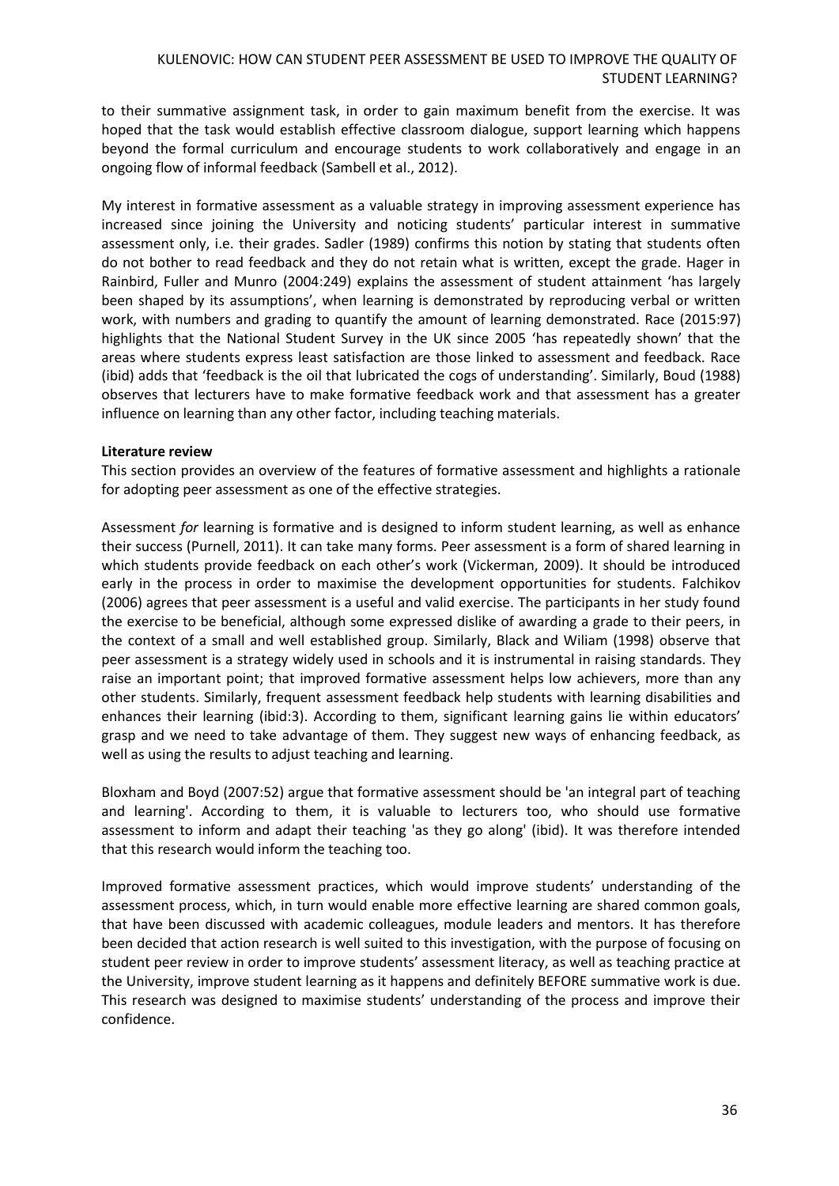to their summative assignment task, in order to gain maximum benefit from the exercise. It was hoped that the task would establish effective classroom dialogue, support learning which happens beyond the formal curriculum and encourage students to work collaboratively and engage in an ongoing flow of informal feedback (Sambell et al., 2012).

My interest in formative assessment as a valuable strategy in improving assessment experience has increased since joining the University and noticing students' particular interest in summative assessment only, i.e. their grades. Sadler (1989) confirms this notion by stating that students often do not bother to read feedback and they do not retain what is written, except the grade. Hager in Rainbird, Fuller and Munro (2004:249) explains the assessment of student attainment 'has largely been shaped by its assumptions', when learning is demonstrated by reproducing verbal or written work, with numbers and grading to quantify the amount of learning demonstrated. Race (2015:97) highlights that the National Student Survey in the UK since 2005 'has repeatedly shown' that the areas where students express least satisfaction are those linked to assessment and feedback. Race (ibid) adds that 'feedback is the oil that lubricated the cogs of understanding'. Similarly, Boud (1988) observes that lecturers have to make formative feedback work and that assessment has a greater influence on learning than any other factor, including teaching materials.

**Literature review**

This section provides an overview of the features of formative assessment and highlights a rationale for adopting peer assessment as one of the effective strategies.

Assessment *for* learning is formative and is designed to inform student learning, as well as enhance their success (Purnell, 2011). It can take many forms. Peer assessment is a form of shared learning in which students provide feedback on each other's work (Vickerman, 2009). It should be introduced early in the process in order to maximise the development opportunities for students. Falchikov (2006) agrees that peer assessment is a useful and valid exercise. The participants in her study found the exercise to be beneficial, although some expressed dislike of awarding a grade to their peers, in the context of a small and well established group. Similarly, Black and Wiliam (1998) observe that peer assessment is a strategy widely used in schools and it is instrumental in raising standards. They raise an important point; that improved formative assessment helps low achievers, more than any other students. Similarly, frequent assessment feedback help students with learning disabilities and enhances their learning (ibid:3). According to them, significant learning gains lie within educators' grasp and we need to take advantage of them. They suggest new ways of enhancing feedback, as well as using the results to adjust teaching and learning.

Bloxham and Boyd (2007:52) argue that formative assessment should be 'an integral part of teaching and learning'. According to them, it is valuable to lecturers too, who should use formative assessment to inform and adapt their teaching 'as they go along' (ibid). It was therefore intended that this research would inform the teaching too.

Improved formative assessment practices, which would improve students' understanding of the assessment process, which, in turn would enable more effective learning are shared common goals, that have been discussed with academic colleagues, module leaders and mentors. It has therefore been decided that action research is well suited to this investigation, with the purpose of focusing on student peer review in order to improve students' assessment literacy, as well as teaching practice at the University, improve student learning as it happens and definitely BEFORE summative work is due. This research was designed to maximise students' understanding of the process and improve their confidence.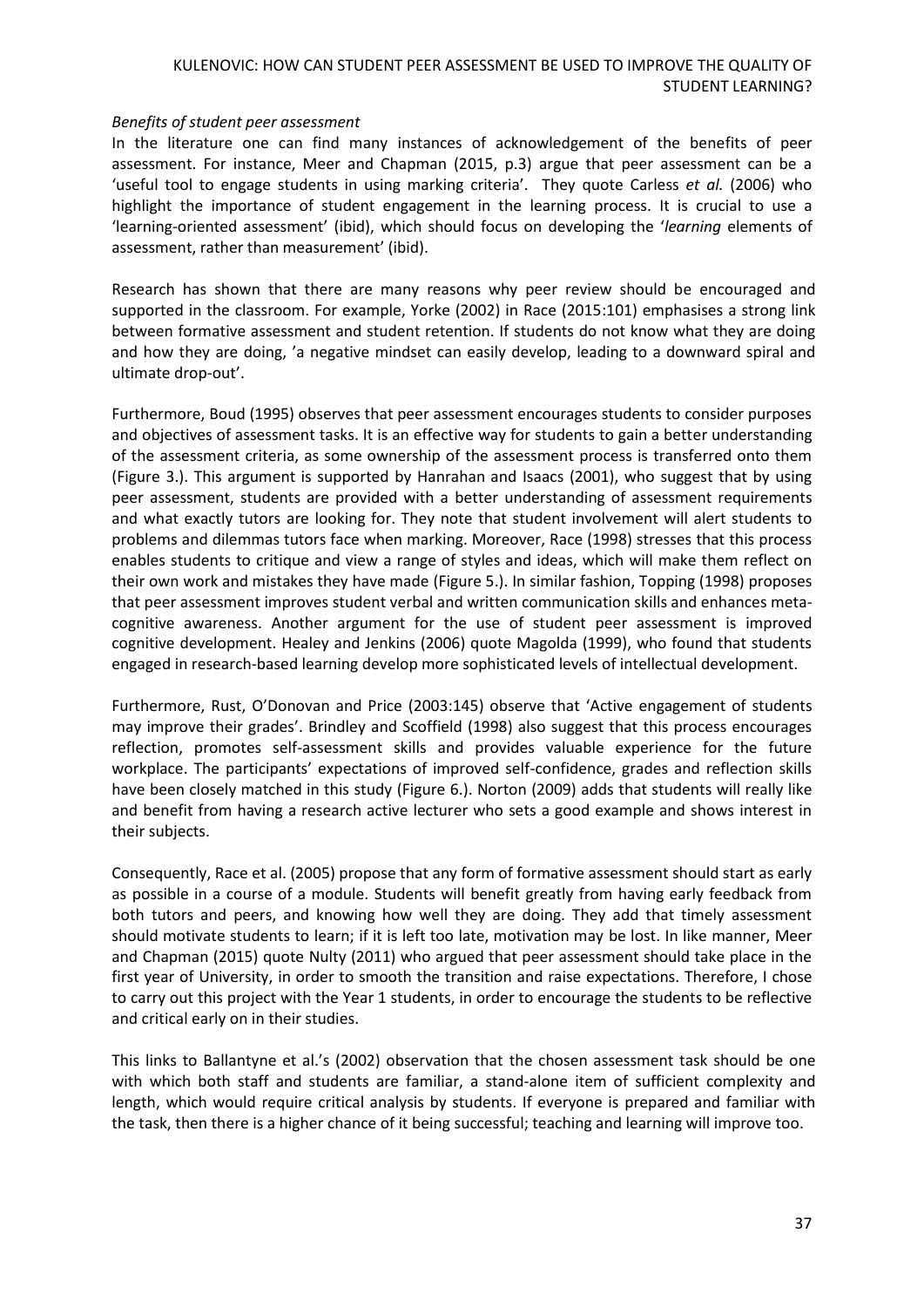*Benefits of student peer assessment*

In the literature one can find many instances of acknowledgement of the benefits of peer assessment. For instance, Meer and Chapman (2015, p.3) argue that peer assessment can be a 'useful tool to engage students in using marking criteria'. They quote Carless *et al.* (2006) who highlight the importance of student engagement in the learning process. It is crucial to use a 'learning-oriented assessment' (ibid), which should focus on developing the '*learning* elements of assessment, rather than measurement' (ibid).

Research has shown that there are many reasons why peer review should be encouraged and supported in the classroom. For example, Yorke (2002) in Race (2015:101) emphasises a strong link between formative assessment and student retention. If students do not know what they are doing and how they are doing, 'a negative mindset can easily develop, leading to a downward spiral and ultimate drop-out'.

Furthermore, Boud (1995) observes that peer assessment encourages students to consider purposes and objectives of assessment tasks. It is an effective way for students to gain a better understanding of the assessment criteria, as some ownership of the assessment process is transferred onto them (Figure 3.). This argument is supported by Hanrahan and Isaacs (2001), who suggest that by using peer assessment, students are provided with a better understanding of assessment requirements and what exactly tutors are looking for. They note that student involvement will alert students to problems and dilemmas tutors face when marking. Moreover, Race (1998) stresses that this process enables students to critique and view a range of styles and ideas, which will make them reflect on their own work and mistakes they have made (Figure 5.). In similar fashion, Topping (1998) proposes that peer assessment improves student verbal and written communication skills and enhances meta-cognitive awareness. Another argument for the use of student peer assessment is improved cognitive development. Healey and Jenkins (2006) quote Magolda (1999), who found that students engaged in research-based learning develop more sophisticated levels of intellectual development.

Furthermore, Rust, O'Donovan and Price (2003:145) observe that 'Active engagement of students may improve their grades'. Brindley and Scoffield (1998) also suggest that this process encourages reflection, promotes self-assessment skills and provides valuable experience for the future workplace. The participants' expectations of improved self-confidence, grades and reflection skills have been closely matched in this study (Figure 6.). Norton (2009) adds that students will really like and benefit from having a research active lecturer who sets a good example and shows interest in their subjects.

Consequently, Race et al. (2005) propose that any form of formative assessment should start as early as possible in a course of a module. Students will benefit greatly from having early feedback from both tutors and peers, and knowing how well they are doing. They add that timely assessment should motivate students to learn; if it is left too late, motivation may be lost. In like manner, Meer and Chapman (2015) quote Nulty (2011) who argued that peer assessment should take place in the first year of University, in order to smooth the transition and raise expectations. Therefore, I chose to carry out this project with the Year 1 students, in order to encourage the students to be reflective and critical early on in their studies.

This links to Ballantyne et al.'s (2002) observation that the chosen assessment task should be one with which both staff and students are familiar, a stand-alone item of sufficient complexity and length, which would require critical analysis by students. If everyone is prepared and familiar with the task, then there is a higher chance of it being successful; teaching and learning will improve too.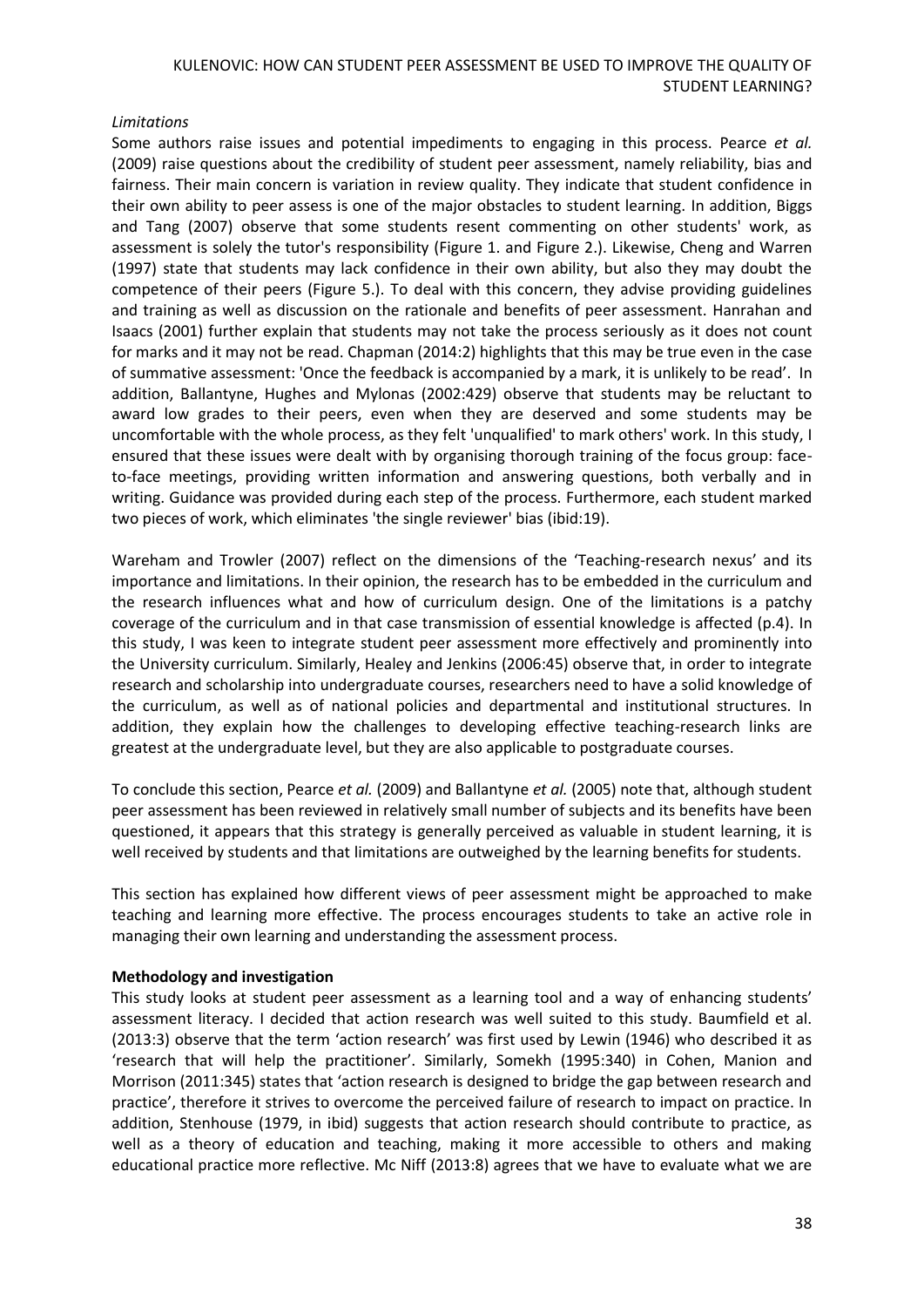*Limitations*

Some authors raise issues and potential impediments to engaging in this process. Pearce *et al.* (2009) raise questions about the credibility of student peer assessment, namely reliability, bias and fairness. Their main concern is variation in review quality. They indicate that student confidence in their own ability to peer assess is one of the major obstacles to student learning. In addition, Biggs and Tang (2007) observe that some students resent commenting on other students' work, as assessment is solely the tutor's responsibility (Figure 1. and Figure 2.). Likewise, Cheng and Warren (1997) state that students may lack confidence in their own ability, but also they may doubt the competence of their peers (Figure 5.). To deal with this concern, they advise providing guidelines and training as well as discussion on the rationale and benefits of peer assessment. Hanrahan and Isaacs (2001) further explain that students may not take the process seriously as it does not count for marks and it may not be read. Chapman (2014:2) highlights that this may be true even in the case of summative assessment: 'Once the feedback is accompanied by a mark, it is unlikely to be read'. In addition, Ballantyne, Hughes and Mylonas (2002:429) observe that students may be reluctant to award low grades to their peers, even when they are deserved and some students may be uncomfortable with the whole process, as they felt 'unqualified' to mark others' work. In this study, I ensured that these issues were dealt with by organising thorough training of the focus group: face-to-face meetings, providing written information and answering questions, both verbally and in writing. Guidance was provided during each step of the process. Furthermore, each student marked two pieces of work, which eliminates 'the single reviewer' bias (ibid:19).

Wareham and Trowler (2007) reflect on the dimensions of the 'Teaching-research nexus' and its importance and limitations. In their opinion, the research has to be embedded in the curriculum and the research influences what and how of curriculum design. One of the limitations is a patchy coverage of the curriculum and in that case transmission of essential knowledge is affected (p.4). In this study, I was keen to integrate student peer assessment more effectively and prominently into the University curriculum. Similarly, Healey and Jenkins (2006:45) observe that, in order to integrate research and scholarship into undergraduate courses, researchers need to have a solid knowledge of the curriculum, as well as of national policies and departmental and institutional structures. In addition, they explain how the challenges to developing effective teaching-research links are greatest at the undergraduate level, but they are also applicable to postgraduate courses.

To conclude this section, Pearce *et al.* (2009) and Ballantyne *et al.* (2005) note that, although student peer assessment has been reviewed in relatively small number of subjects and its benefits have been questioned, it appears that this strategy is generally perceived as valuable in student learning, it is well received by students and that limitations are outweighed by the learning benefits for students.

This section has explained how different views of peer assessment might be approached to make teaching and learning more effective. The process encourages students to take an active role in managing their own learning and understanding the assessment process.

## Methodology and investigation

This study looks at student peer assessment as a learning tool and a way of enhancing students' assessment literacy. I decided that action research was well suited to this study. Baumfield et al. (2013:3) observe that the term 'action research' was first used by Lewin (1946) who described it as 'research that will help the practitioner'. Similarly, Somekh (1995:340) in Cohen, Manion and Morrison (2011:345) states that 'action research is designed to bridge the gap between research and practice', therefore it strives to overcome the perceived failure of research to impact on practice. In addition, Stenhouse (1979, in ibid) suggests that action research should contribute to practice, as well as a theory of education and teaching, making it more accessible to others and making educational practice more reflective. Mc Niff (2013:8) agrees that we have to evaluate what we are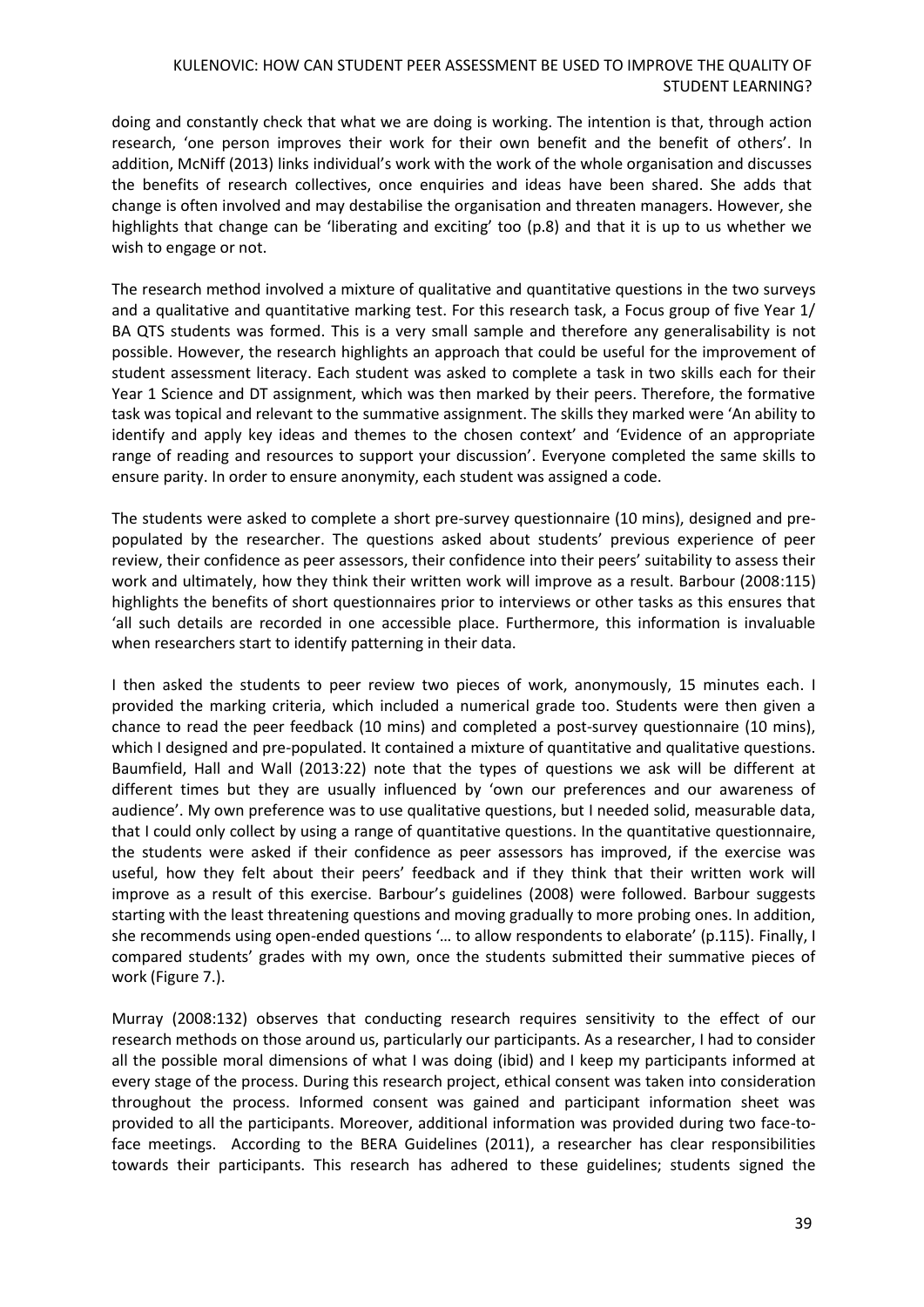doing and constantly check that what we are doing is working. The intention is that, through action research, 'one person improves their work for their own benefit and the benefit of others'. In addition, McNiff (2013) links individual's work with the work of the whole organisation and discusses the benefits of research collectives, once enquiries and ideas have been shared. She adds that change is often involved and may destabilise the organisation and threaten managers. However, she highlights that change can be 'liberating and exciting' too (p.8) and that it is up to us whether we wish to engage or not.

The research method involved a mixture of qualitative and quantitative questions in the two surveys and a qualitative and quantitative marking test. For this research task, a Focus group of five Year 1/ BA QTS students was formed. This is a very small sample and therefore any generalisability is not possible. However, the research highlights an approach that could be useful for the improvement of student assessment literacy. Each student was asked to complete a task in two skills each for their Year 1 Science and DT assignment, which was then marked by their peers. Therefore, the formative task was topical and relevant to the summative assignment. The skills they marked were 'An ability to identify and apply key ideas and themes to the chosen context' and 'Evidence of an appropriate range of reading and resources to support your discussion'. Everyone completed the same skills to ensure parity. In order to ensure anonymity, each student was assigned a code.

The students were asked to complete a short pre-survey questionnaire (10 mins), designed and pre-populated by the researcher. The questions asked about students' previous experience of peer review, their confidence as peer assessors, their confidence into their peers' suitability to assess their work and ultimately, how they think their written work will improve as a result. Barbour (2008:115) highlights the benefits of short questionnaires prior to interviews or other tasks as this ensures that 'all such details are recorded in one accessible place. Furthermore, this information is invaluable when researchers start to identify patterning in their data.

I then asked the students to peer review two pieces of work, anonymously, 15 minutes each. I provided the marking criteria, which included a numerical grade too. Students were then given a chance to read the peer feedback (10 mins) and completed a post-survey questionnaire (10 mins), which I designed and pre-populated. It contained a mixture of quantitative and qualitative questions. Baumfield, Hall and Wall (2013:22) note that the types of questions we ask will be different at different times but they are usually influenced by 'own our preferences and our awareness of audience'. My own preference was to use qualitative questions, but I needed solid, measurable data, that I could only collect by using a range of quantitative questions. In the quantitative questionnaire, the students were asked if their confidence as peer assessors has improved, if the exercise was useful, how they felt about their peers' feedback and if they think that their written work will improve as a result of this exercise. Barbour's guidelines (2008) were followed. Barbour suggests starting with the least threatening questions and moving gradually to more probing ones. In addition, she recommends using open-ended questions '… to allow respondents to elaborate' (p.115). Finally, I compared students' grades with my own, once the students submitted their summative pieces of work (Figure 7.).

Murray (2008:132) observes that conducting research requires sensitivity to the effect of our research methods on those around us, particularly our participants. As a researcher, I had to consider all the possible moral dimensions of what I was doing (ibid) and I keep my participants informed at every stage of the process. During this research project, ethical consent was taken into consideration throughout the process. Informed consent was gained and participant information sheet was provided to all the participants. Moreover, additional information was provided during two face-to-face meetings. According to the BERA Guidelines (2011), a researcher has clear responsibilities towards their participants. This research has adhered to these guidelines; students signed the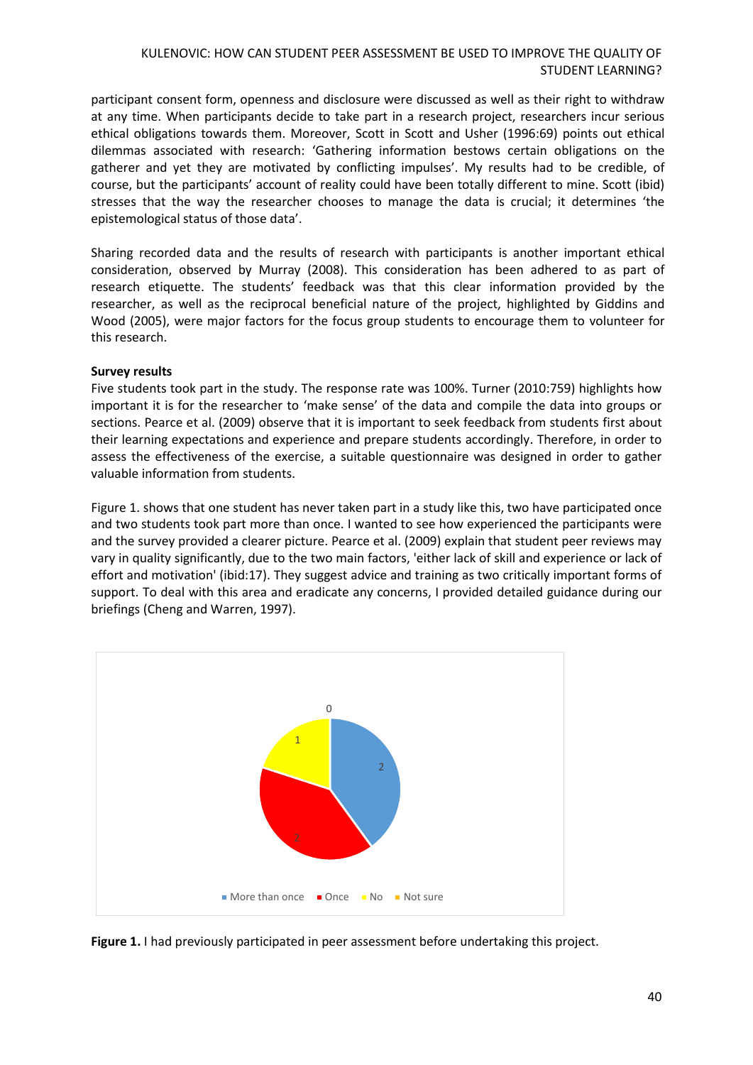participant consent form, openness and disclosure were discussed as well as their right to withdraw at any time. When participants decide to take part in a research project, researchers incur serious ethical obligations towards them. Moreover, Scott in Scott and Usher (1996:69) points out ethical dilemmas associated with research: 'Gathering information bestows certain obligations on the gatherer and yet they are motivated by conflicting impulses'. My results had to be credible, of course, but the participants' account of reality could have been totally different to mine. Scott (ibid) stresses that the way the researcher chooses to manage the data is crucial; it determines 'the epistemological status of those data'.

Sharing recorded data and the results of research with participants is another important ethical consideration, observed by Murray (2008). This consideration has been adhered to as part of research etiquette. The students' feedback was that this clear information provided by the researcher, as well as the reciprocal beneficial nature of the project, highlighted by Giddins and Wood (2005), were major factors for the focus group students to encourage them to volunteer for this research.

**Survey results**

Five students took part in the study. The response rate was 100%. Turner (2010:759) highlights how important it is for the researcher to 'make sense' of the data and compile the data into groups or sections. Pearce et al. (2009) observe that it is important to seek feedback from students first about their learning expectations and experience and prepare students accordingly. Therefore, in order to assess the effectiveness of the exercise, a suitable questionnaire was designed in order to gather valuable information from students.

Figure 1. shows that one student has never taken part in a study like this, two have participated once and two students took part more than once. I wanted to see how experienced the participants were and the survey provided a clearer picture. Pearce et al. (2009) explain that student peer reviews may vary in quality significantly, due to the two main factors, 'either lack of skill and experience or lack of effort and motivation' (ibid:17). They suggest advice and training as two critically important forms of support. To deal with this area and eradicate any concerns, I provided detailed guidance during our briefings (Cheng and Warren, 1997).

| Response | Count |
|---|---|
| More than once | 2 |
| Once | 2 |
| No | 1 |
| Not sure | 0 |

**Figure 1.** I had previously participated in peer assessment before undertaking this project.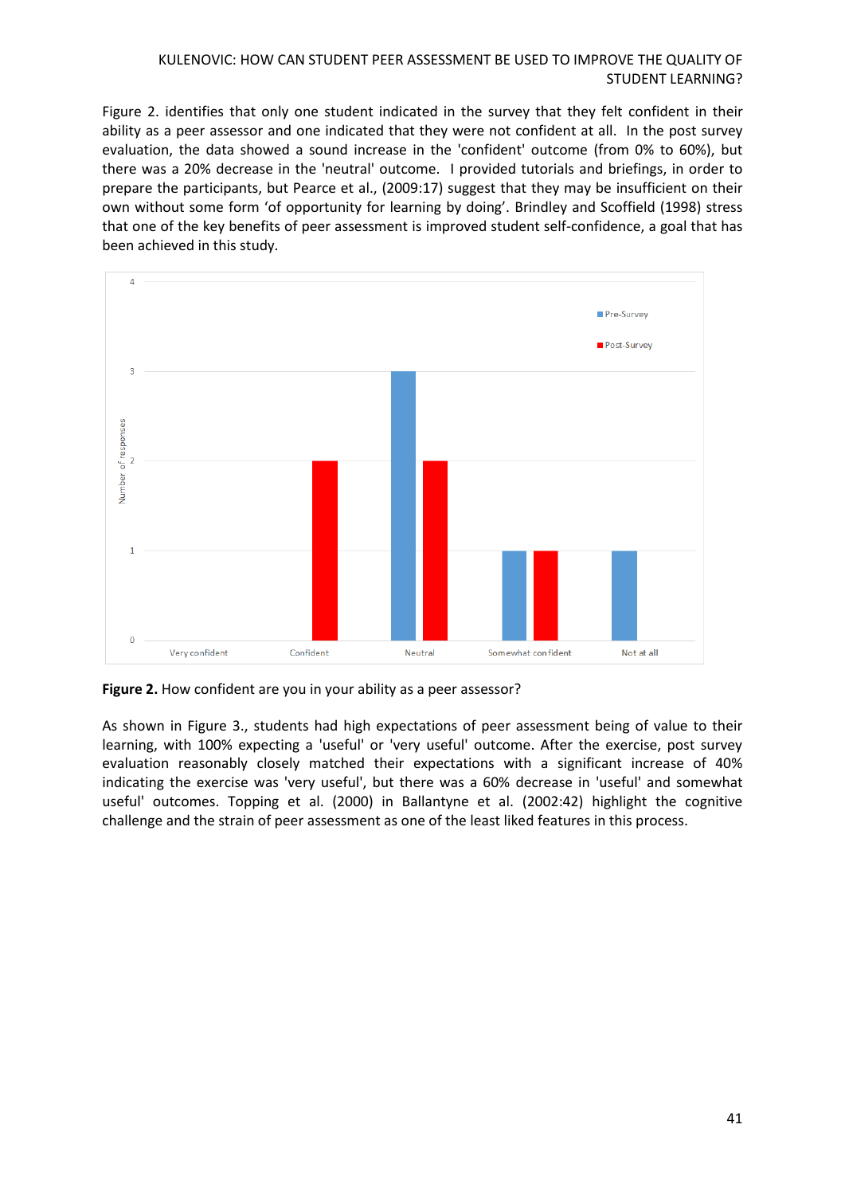Figure 2. identifies that only one student indicated in the survey that they felt confident in their ability as a peer assessor and one indicated that they were not confident at all. In the post survey evaluation, the data showed a sound increase in the 'confident' outcome (from 0% to 60%), but there was a 20% decrease in the 'neutral' outcome. I provided tutorials and briefings, in order to prepare the participants, but Pearce et al., (2009:17) suggest that they may be insufficient on their own without some form 'of opportunity for learning by doing'. Brindley and Scoffield (1998) stress that one of the key benefits of peer assessment is improved student self-confidence, a goal that has been achieved in this study.

**Figure 2.** How confident are you in your ability as a peer assessor?

As shown in Figure 3., students had high expectations of peer assessment being of value to their learning, with 100% expecting a 'useful' or 'very useful' outcome. After the exercise, post survey evaluation reasonably closely matched their expectations with a significant increase of 40% indicating the exercise was 'very useful', but there was a 60% decrease in 'useful' and somewhat useful' outcomes. Topping et al. (2000) in Ballantyne et al. (2002:42) highlight the cognitive challenge and the strain of peer assessment as one of the least liked features in this process.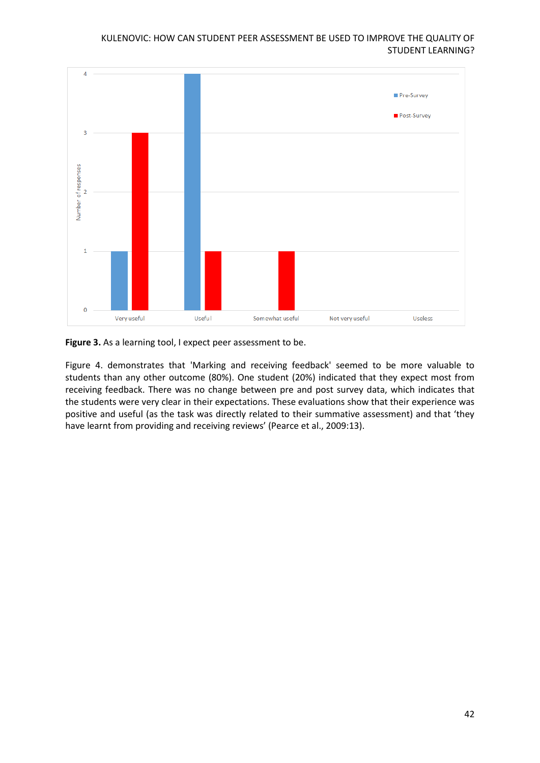**Figure 3.** As a learning tool, I expect peer assessment to be.

Figure 4. demonstrates that 'Marking and receiving feedback' seemed to be more valuable to students than any other outcome (80%). One student (20%) indicated that they expect most from receiving feedback. There was no change between pre and post survey data, which indicates that the students were very clear in their expectations. These evaluations show that their experience was positive and useful (as the task was directly related to their summative assessment) and that 'they have learnt from providing and receiving reviews' (Pearce et al., 2009:13).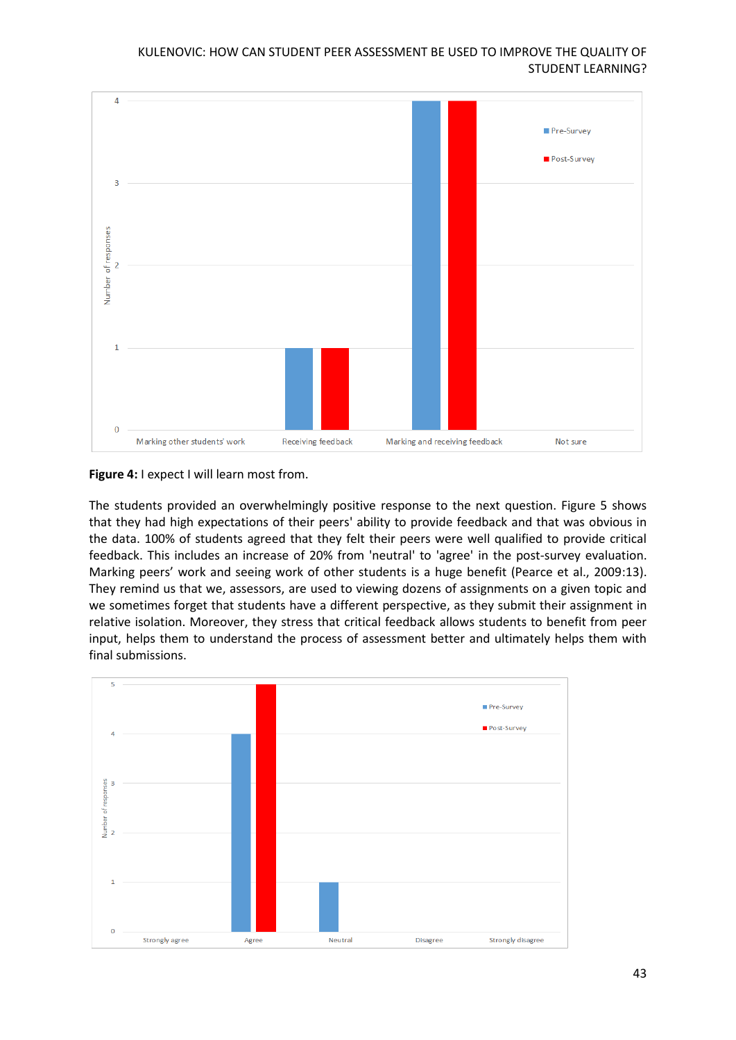**Figure 4:** I expect I will learn most from.

The students provided an overwhelmingly positive response to the next question. Figure 5 shows that they had high expectations of their peers' ability to provide feedback and that was obvious in the data. 100% of students agreed that they felt their peers were well qualified to provide critical feedback. This includes an increase of 20% from 'neutral' to 'agree' in the post-survey evaluation. Marking peers' work and seeing work of other students is a huge benefit (Pearce et al., 2009:13). They remind us that we, assessors, are used to viewing dozens of assignments on a given topic and we sometimes forget that students have a different perspective, as they submit their assignment in relative isolation. Moreover, they stress that critical feedback allows students to benefit from peer input, helps them to understand the process of assessment better and ultimately helps them with final submissions.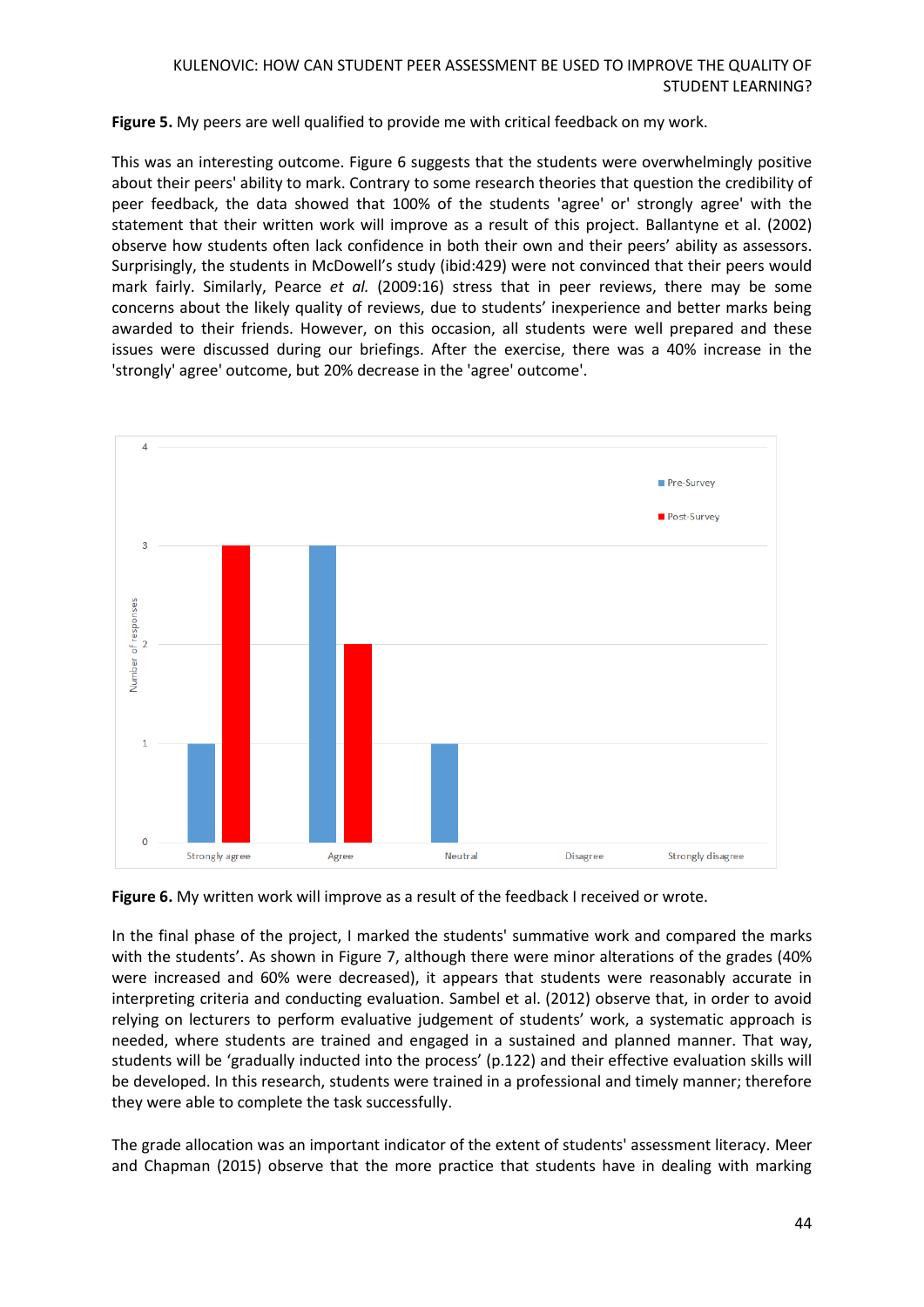**Figure 5.** My peers are well qualified to provide me with critical feedback on my work.

This was an interesting outcome. Figure 6 suggests that the students were overwhelmingly positive about their peers' ability to mark. Contrary to some research theories that question the credibility of peer feedback, the data showed that 100% of the students 'agree' or' strongly agree' with the statement that their written work will improve as a result of this project. Ballantyne et al. (2002) observe how students often lack confidence in both their own and their peers' ability as assessors. Surprisingly, the students in McDowell's study (ibid:429) were not convinced that their peers would mark fairly. Similarly, Pearce *et al.* (2009:16) stress that in peer reviews, there may be some concerns about the likely quality of reviews, due to students' inexperience and better marks being awarded to their friends. However, on this occasion, all students were well prepared and these issues were discussed during our briefings. After the exercise, there was a 40% increase in the 'strongly' agree' outcome, but 20% decrease in the 'agree' outcome'.

**Figure 6.** My written work will improve as a result of the feedback I received or wrote.

In the final phase of the project, I marked the students' summative work and compared the marks with the students'. As shown in Figure 7, although there were minor alterations of the grades (40% were increased and 60% were decreased), it appears that students were reasonably accurate in interpreting criteria and conducting evaluation. Sambel et al. (2012) observe that, in order to avoid relying on lecturers to perform evaluative judgement of students' work, a systematic approach is needed, where students are trained and engaged in a sustained and planned manner. That way, students will be 'gradually inducted into the process' (p.122) and their effective evaluation skills will be developed. In this research, students were trained in a professional and timely manner; therefore they were able to complete the task successfully.

The grade allocation was an important indicator of the extent of students' assessment literacy. Meer and Chapman (2015) observe that the more practice that students have in dealing with marking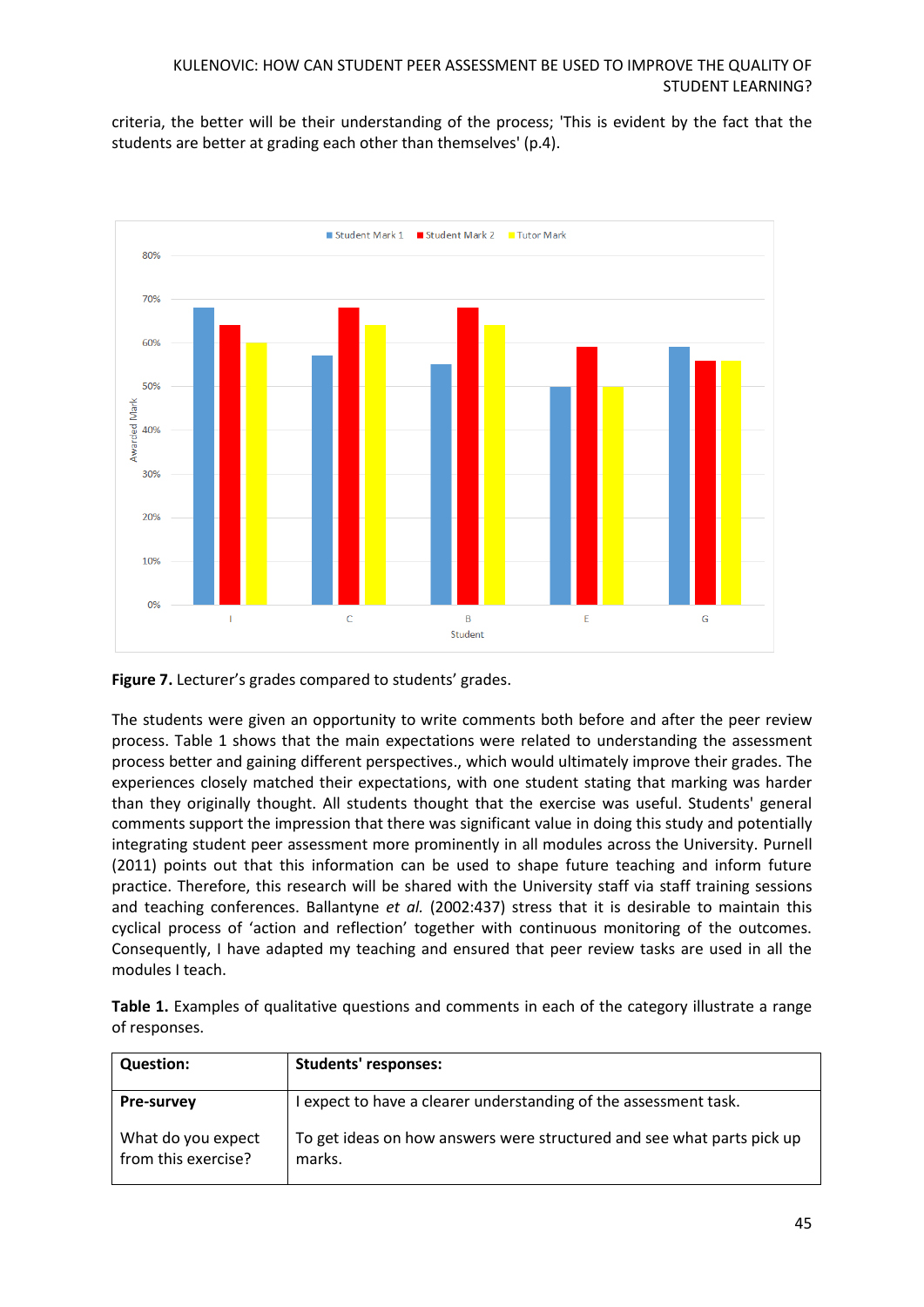criteria, the better will be their understanding of the process; 'This is evident by the fact that the students are better at grading each other than themselves' (p.4).

**Figure 7.** Lecturer's grades compared to students' grades.

The students were given an opportunity to write comments both before and after the peer review process. Table 1 shows that the main expectations were related to understanding the assessment process better and gaining different perspectives., which would ultimately improve their grades. The experiences closely matched their expectations, with one student stating that marking was harder than they originally thought. All students thought that the exercise was useful. Students' general comments support the impression that there was significant value in doing this study and potentially integrating student peer assessment more prominently in all modules across the University. Purnell (2011) points out that this information can be used to shape future teaching and inform future practice. Therefore, this research will be shared with the University staff via staff training sessions and teaching conferences. Ballantyne *et al.* (2002:437) stress that it is desirable to maintain this cyclical process of 'action and reflection' together with continuous monitoring of the outcomes. Consequently, I have adapted my teaching and ensured that peer review tasks are used in all the modules I teach.

**Table 1.** Examples of qualitative questions and comments in each of the category illustrate a range of responses.

| **Question:** | **Students' responses:** |
|---|---|
| **Pre-survey**<br><br>What do you expect from this exercise? | I expect to have a clearer understanding of the assessment task.<br><br>To get ideas on how answers were structured and see what parts pick up marks. |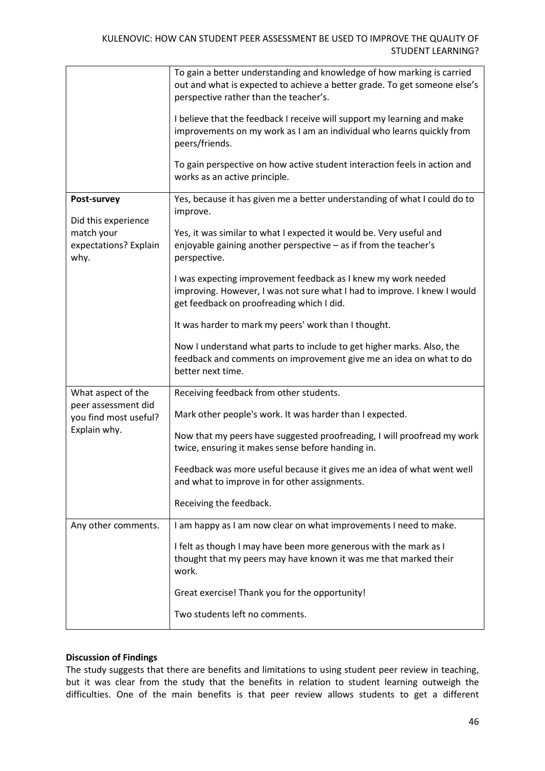| | |
|---|---|
| | To gain a better understanding and knowledge of how marking is carried out and what is expected to achieve a better grade. To get someone else's perspective rather than the teacher's.<br><br>I believe that the feedback I receive will support my learning and make improvements on my work as I am an individual who learns quickly from peers/friends.<br><br>To gain perspective on how active student interaction feels in action and works as an active principle. |
| **Post-survey**<br><br>Did this experience match your expectations? Explain why. | Yes, because it has given me a better understanding of what I could do to improve.<br><br>Yes, it was similar to what I expected it would be. Very useful and enjoyable gaining another perspective – as if from the teacher's perspective.<br><br>I was expecting improvement feedback as I knew my work needed improving. However, I was not sure what I had to improve. I knew I would get feedback on proofreading which I did.<br><br>It was harder to mark my peers' work than I thought.<br><br>Now I understand what parts to include to get higher marks. Also, the feedback and comments on improvement give me an idea on what to do better next time. |
| What aspect of the peer assessment did you find most useful? Explain why. | Receiving feedback from other students.<br><br>Mark other people's work. It was harder than I expected.<br><br>Now that my peers have suggested proofreading, I will proofread my work twice, ensuring it makes sense before handing in.<br><br>Feedback was more useful because it gives me an idea of what went well and what to improve in for other assignments.<br><br>Receiving the feedback. |
| Any other comments. | I am happy as I am now clear on what improvements I need to make.<br><br>I felt as though I may have been more generous with the mark as I thought that my peers may have known it was me that marked their work.<br><br>Great exercise! Thank you for the opportunity!<br><br>Two students left no comments. |

**Discussion of Findings**

The study suggests that there are benefits and limitations to using student peer review in teaching, but it was clear from the study that the benefits in relation to student learning outweigh the difficulties. One of the main benefits is that peer review allows students to get a different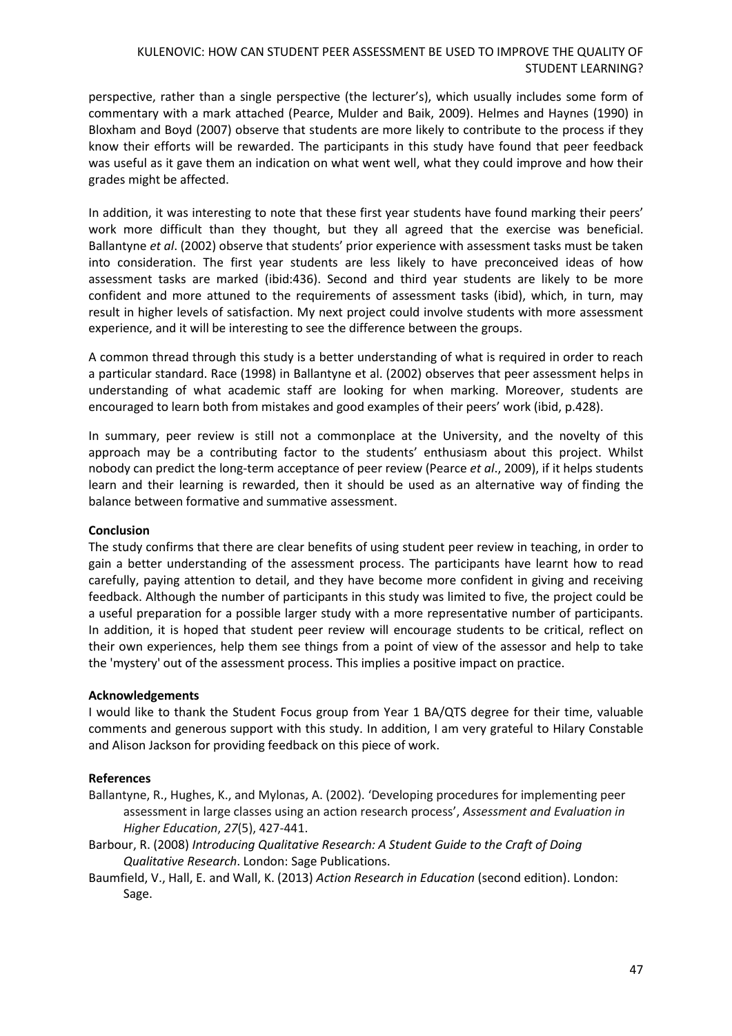perspective, rather than a single perspective (the lecturer's), which usually includes some form of commentary with a mark attached (Pearce, Mulder and Baik, 2009). Helmes and Haynes (1990) in Bloxham and Boyd (2007) observe that students are more likely to contribute to the process if they know their efforts will be rewarded. The participants in this study have found that peer feedback was useful as it gave them an indication on what went well, what they could improve and how their grades might be affected.

In addition, it was interesting to note that these first year students have found marking their peers' work more difficult than they thought, but they all agreed that the exercise was beneficial. Ballantyne *et al*. (2002) observe that students' prior experience with assessment tasks must be taken into consideration. The first year students are less likely to have preconceived ideas of how assessment tasks are marked (ibid:436). Second and third year students are likely to be more confident and more attuned to the requirements of assessment tasks (ibid), which, in turn, may result in higher levels of satisfaction. My next project could involve students with more assessment experience, and it will be interesting to see the difference between the groups.

A common thread through this study is a better understanding of what is required in order to reach a particular standard. Race (1998) in Ballantyne et al. (2002) observes that peer assessment helps in understanding of what academic staff are looking for when marking. Moreover, students are encouraged to learn both from mistakes and good examples of their peers' work (ibid, p.428).

In summary, peer review is still not a commonplace at the University, and the novelty of this approach may be a contributing factor to the students' enthusiasm about this project. Whilst nobody can predict the long-term acceptance of peer review (Pearce *et al*., 2009), if it helps students learn and their learning is rewarded, then it should be used as an alternative way of finding the balance between formative and summative assessment.

**Conclusion**

The study confirms that there are clear benefits of using student peer review in teaching, in order to gain a better understanding of the assessment process. The participants have learnt how to read carefully, paying attention to detail, and they have become more confident in giving and receiving feedback. Although the number of participants in this study was limited to five, the project could be a useful preparation for a possible larger study with a more representative number of participants. In addition, it is hoped that student peer review will encourage students to be critical, reflect on their own experiences, help them see things from a point of view of the assessor and help to take the 'mystery' out of the assessment process. This implies a positive impact on practice.

**Acknowledgements**

I would like to thank the Student Focus group from Year 1 BA/QTS degree for their time, valuable comments and generous support with this study. In addition, I am very grateful to Hilary Constable and Alison Jackson for providing feedback on this piece of work.

**References**

Ballantyne, R., Hughes, K., and Mylonas, A. (2002). 'Developing procedures for implementing peer assessment in large classes using an action research process', *Assessment and Evaluation in Higher Education*, *27*(5), 427-441.

Barbour, R. (2008) *Introducing Qualitative Research: A Student Guide to the Craft of Doing Qualitative Research*. London: Sage Publications.

Baumfield, V., Hall, E. and Wall, K. (2013) *Action Research in Education* (second edition). London: Sage.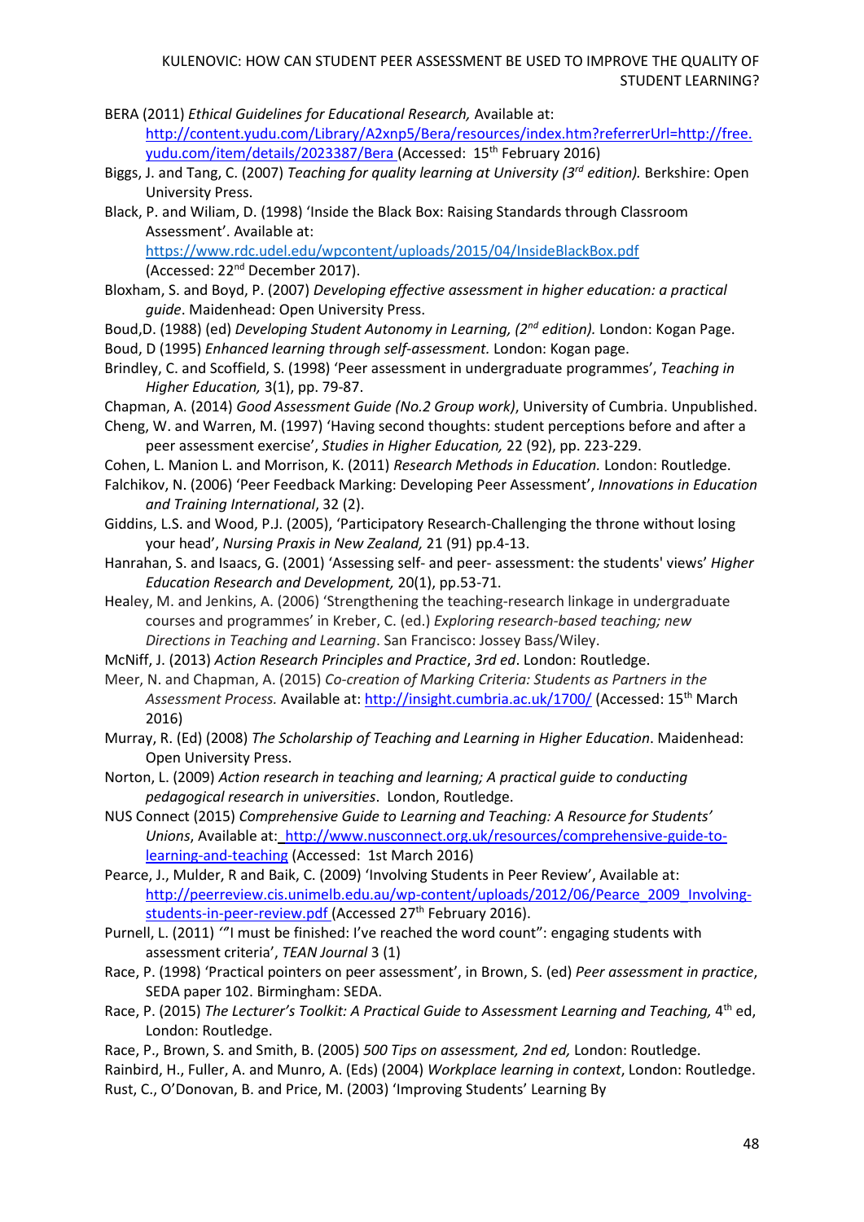BERA (2011) *Ethical Guidelines for Educational Research,* Available at: http://content.yudu.com/Library/A2xnp5/Bera/resources/index.htm?referrerUrl=http://free.yudu.com/item/details/2023387/Bera (Accessed: 15th February 2016)

Biggs, J. and Tang, C. (2007) *Teaching for quality learning at University (3rd edition).* Berkshire: Open University Press.

Black, P. and Wiliam, D. (1998) 'Inside the Black Box: Raising Standards through Classroom Assessment'. Available at: https://www.rdc.udel.edu/wpcontent/uploads/2015/04/InsideBlackBox.pdf (Accessed: 22nd December 2017).

Bloxham, S. and Boyd, P. (2007) *Developing effective assessment in higher education: a practical guide*. Maidenhead: Open University Press.

Boud,D. (1988) (ed) *Developing Student Autonomy in Learning, (2nd edition).* London: Kogan Page.

Boud, D (1995) *Enhanced learning through self-assessment.* London: Kogan page.

Brindley, C. and Scoffield, S. (1998) 'Peer assessment in undergraduate programmes', *Teaching in Higher Education,* 3(1), pp. 79-87.

Chapman, A. (2014) *Good Assessment Guide (No.2 Group work)*, University of Cumbria. Unpublished.

Cheng, W. and Warren, M. (1997) 'Having second thoughts: student perceptions before and after a peer assessment exercise', *Studies in Higher Education,* 22 (92), pp. 223-229.

Cohen, L. Manion L. and Morrison, K. (2011) *Research Methods in Education.* London: Routledge.

Falchikov, N. (2006) 'Peer Feedback Marking: Developing Peer Assessment', *Innovations in Education and Training International*, 32 (2).

Giddins, L.S. and Wood, P.J. (2005), 'Participatory Research-Challenging the throne without losing your head', *Nursing Praxis in New Zealand,* 21 (91) pp.4-13.

Hanrahan, S. and Isaacs, G. (2001) 'Assessing self- and peer- assessment: the students' views' *Higher Education Research and Development,* 20(1), pp.53-71.

Healey, M. and Jenkins, A. (2006) 'Strengthening the teaching-research linkage in undergraduate courses and programmes' in Kreber, C. (ed.) *Exploring research-based teaching; new Directions in Teaching and Learning*. San Francisco: Jossey Bass/Wiley.

McNiff, J. (2013) *Action Research Principles and Practice*, *3rd ed*. London: Routledge.

Meer, N. and Chapman, A. (2015) *Co-creation of Marking Criteria: Students as Partners in the Assessment Process.* Available at: http://insight.cumbria.ac.uk/1700/ (Accessed: 15th March 2016)

Murray, R. (Ed) (2008) *The Scholarship of Teaching and Learning in Higher Education*. Maidenhead: Open University Press.

Norton, L. (2009) *Action research in teaching and learning; A practical guide to conducting pedagogical research in universities*. London, Routledge.

NUS Connect (2015) *Comprehensive Guide to Learning and Teaching: A Resource for Students' Unions*, Available at: http://www.nusconnect.org.uk/resources/comprehensive-guide-to-learning-and-teaching (Accessed: 1st March 2016)

Pearce, J., Mulder, R and Baik, C. (2009) 'Involving Students in Peer Review', Available at: http://peerreview.cis.unimelb.edu.au/wp-content/uploads/2012/06/Pearce_2009_Involving-students-in-peer-review.pdf (Accessed 27th February 2016).

Purnell, L. (2011) '"I must be finished: I've reached the word count": engaging students with assessment criteria', *TEAN Journal* 3 (1)

Race, P. (1998) 'Practical pointers on peer assessment', in Brown, S. (ed) *Peer assessment in practice*, SEDA paper 102. Birmingham: SEDA.

Race, P. (2015) *The Lecturer's Toolkit: A Practical Guide to Assessment Learning and Teaching,* 4th ed, London: Routledge.

Race, P., Brown, S. and Smith, B. (2005) *500 Tips on assessment, 2nd ed,* London: Routledge.

Rainbird, H., Fuller, A. and Munro, A. (Eds) (2004) *Workplace learning in context*, London: Routledge.

Rust, C., O'Donovan, B. and Price, M. (2003) 'Improving Students' Learning By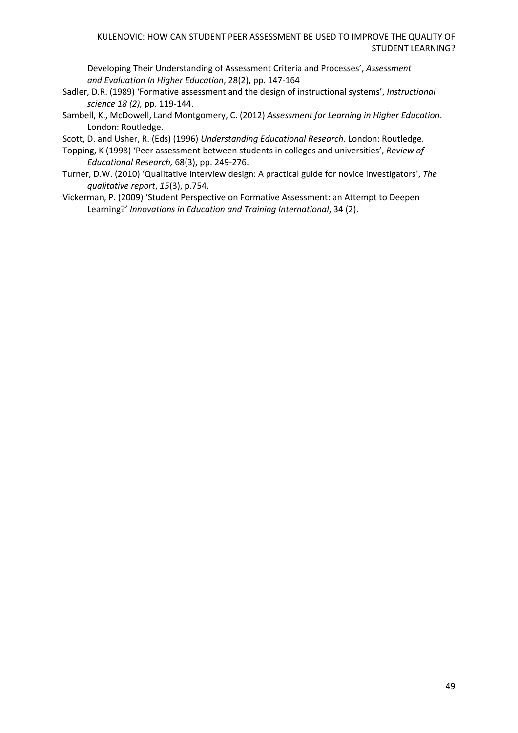Developing Their Understanding of Assessment Criteria and Processes', *Assessment and Evaluation In Higher Education*, 28(2), pp. 147-164

Sadler, D.R. (1989) 'Formative assessment and the design of instructional systems', *Instructional science 18 (2),* pp. 119-144.

Sambell, K., McDowell, Land Montgomery, C. (2012) *Assessment for Learning in Higher Education*. London: Routledge.

Scott, D. and Usher, R. (Eds) (1996) *Understanding Educational Research*. London: Routledge.

Topping, K (1998) 'Peer assessment between students in colleges and universities', *Review of Educational Research,* 68(3), pp. 249-276.

Turner, D.W. (2010) 'Qualitative interview design: A practical guide for novice investigators', *The qualitative report*, *15*(3), p.754.

Vickerman, P. (2009) 'Student Perspective on Formative Assessment: an Attempt to Deepen Learning?' *Innovations in Education and Training International*, 34 (2).